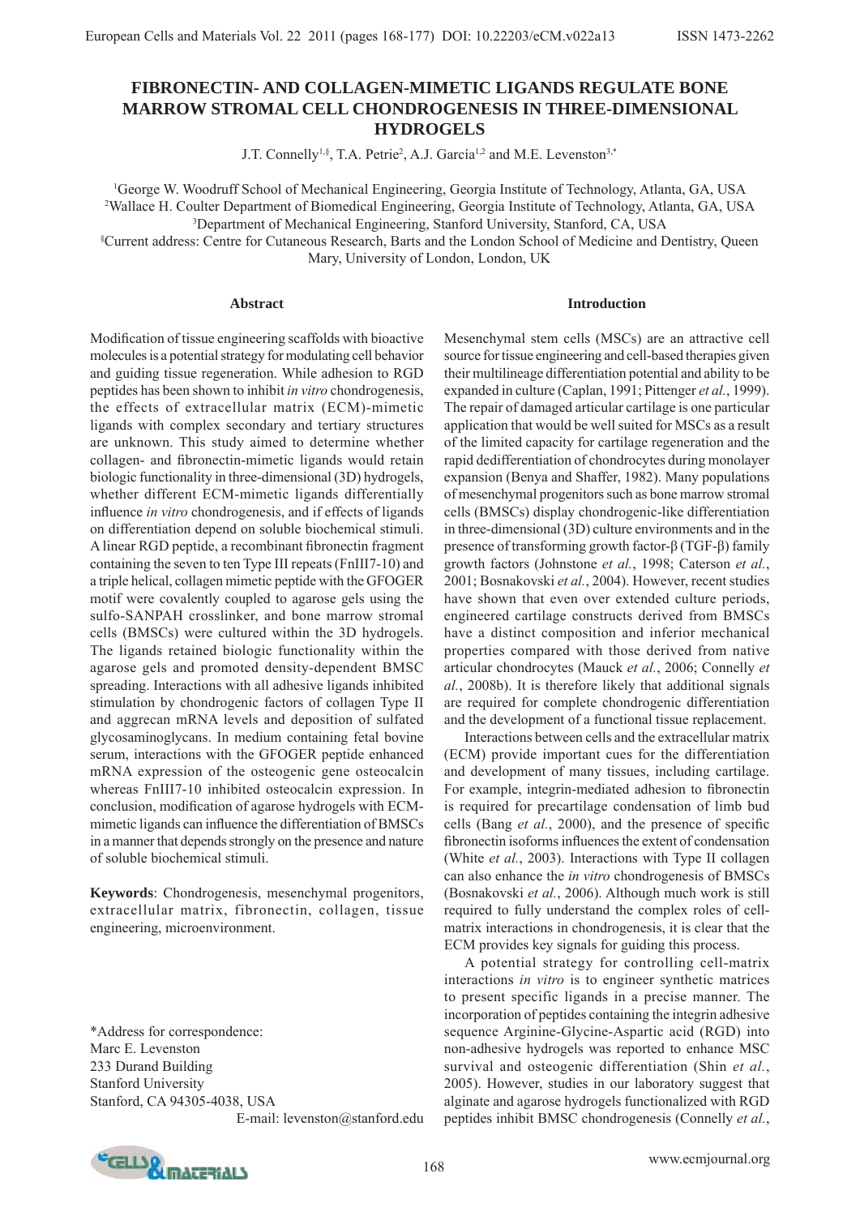# FIBRONECTIN- AND COLLAGEN-MIMETIC LIGANDS REGULATE BONE MARROW STROMAL CELL CHONDROGENESIS IN THREE-DIMENSIONAL HYDROGELS

J.T. Connelly[1,§], T.A. Petrie[2], A.J. García[1,2] and M.E. Levenston[3,*]

[1]George W. Woodruff School of Mechanical Engineering, Georgia Institute of Technology, Atlanta, GA, USA
[2]Wallace H. Coulter Department of Biomedical Engineering, Georgia Institute of Technology, Atlanta, GA, USA
[3]Department of Mechanical Engineering, Stanford University, Stanford, CA, USA
[§]Current address: Centre for Cutaneous Research, Barts and the London School of Medicine and Dentistry, Queen Mary, University of London, London, UK

## Abstract

Modification of tissue engineering scaffolds with bioactive molecules is a potential strategy for modulating cell behavior and guiding tissue regeneration. While adhesion to RGD peptides has been shown to inhibit *in vitro* chondrogenesis, the effects of extracellular matrix (ECM)-mimetic ligands with complex secondary and tertiary structures are unknown. This study aimed to determine whether collagen- and fibronectin-mimetic ligands would retain biologic functionality in three-dimensional (3D) hydrogels, whether different ECM-mimetic ligands differentially influence *in vitro* chondrogenesis, and if effects of ligands on differentiation depend on soluble biochemical stimuli. A linear RGD peptide, a recombinant fibronectin fragment containing the seven to ten Type III repeats (FnIII7-10) and a triple helical, collagen mimetic peptide with the GFOGER motif were covalently coupled to agarose gels using the sulfo-SANPAH crosslinker, and bone marrow stromal cells (BMSCs) were cultured within the 3D hydrogels. The ligands retained biologic functionality within the agarose gels and promoted density-dependent BMSC spreading. Interactions with all adhesive ligands inhibited stimulation by chondrogenic factors of collagen Type II and aggrecan mRNA levels and deposition of sulfated glycosaminoglycans. In medium containing fetal bovine serum, interactions with the GFOGER peptide enhanced mRNA expression of the osteogenic gene osteocalcin whereas FnIII7-10 inhibited osteocalcin expression. In conclusion, modification of agarose hydrogels with ECM-mimetic ligands can influence the differentiation of BMSCs in a manner that depends strongly on the presence and nature of soluble biochemical stimuli.

**Keywords**: Chondrogenesis, mesenchymal progenitors, extracellular matrix, fibronectin, collagen, tissue engineering, microenvironment.

\*Address for correspondence:
Marc E. Levenston
233 Durand Building
Stanford University
Stanford, CA 94305-4038, USA
E-mail: levenston@stanford.edu

## Introduction

Mesenchymal stem cells (MSCs) are an attractive cell source for tissue engineering and cell-based therapies given their multilineage differentiation potential and ability to be expanded in culture (Caplan, 1991; Pittenger *et al.*, 1999). The repair of damaged articular cartilage is one particular application that would be well suited for MSCs as a result of the limited capacity for cartilage regeneration and the rapid dedifferentiation of chondrocytes during monolayer expansion (Benya and Shaffer, 1982). Many populations of mesenchymal progenitors such as bone marrow stromal cells (BMSCs) display chondrogenic-like differentiation in three-dimensional (3D) culture environments and in the presence of transforming growth factor-β (TGF-β) family growth factors (Johnstone *et al.*, 1998; Caterson *et al.*, 2001; Bosnakovski *et al.*, 2004). However, recent studies have shown that even over extended culture periods, engineered cartilage constructs derived from BMSCs have a distinct composition and inferior mechanical properties compared with those derived from native articular chondrocytes (Mauck *et al.*, 2006; Connelly *et al.*, 2008b). It is therefore likely that additional signals are required for complete chondrogenic differentiation and the development of a functional tissue replacement.

Interactions between cells and the extracellular matrix (ECM) provide important cues for the differentiation and development of many tissues, including cartilage. For example, integrin-mediated adhesion to fibronectin is required for precartilage condensation of limb bud cells (Bang *et al.*, 2000), and the presence of specific fibronectin isoforms influences the extent of condensation (White *et al.*, 2003). Interactions with Type II collagen can also enhance the *in vitro* chondrogenesis of BMSCs (Bosnakovski *et al.*, 2006). Although much work is still required to fully understand the complex roles of cell-matrix interactions in chondrogenesis, it is clear that the ECM provides key signals for guiding this process.

A potential strategy for controlling cell-matrix interactions *in vitro* is to engineer synthetic matrices to present specific ligands in a precise manner. The incorporation of peptides containing the integrin adhesive sequence Arginine-Glycine-Aspartic acid (RGD) into non-adhesive hydrogels was reported to enhance MSC survival and osteogenic differentiation (Shin *et al.*, 2005). However, studies in our laboratory suggest that alginate and agarose hydrogels functionalized with RGD peptides inhibit BMSC chondrogenesis (Connelly *et al.*,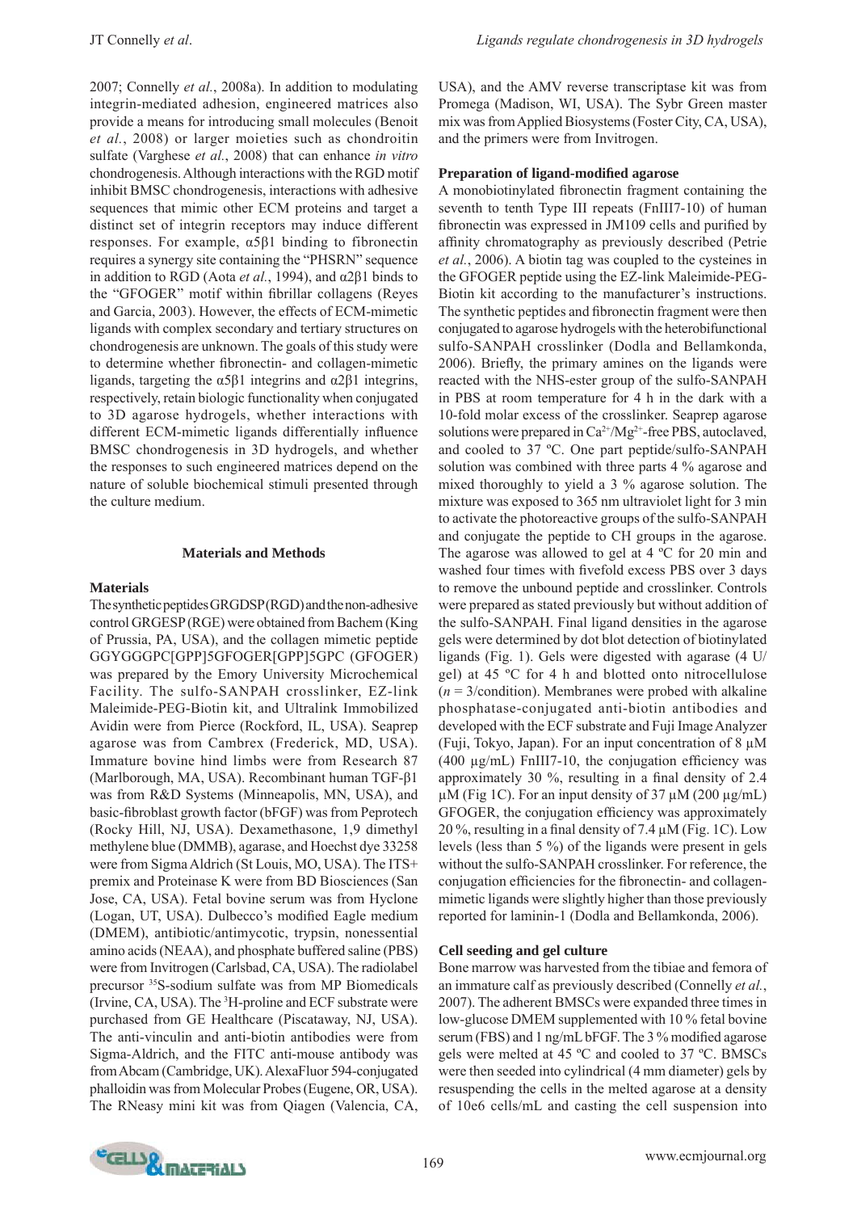2007; Connelly *et al.*, 2008a). In addition to modulating integrin-mediated adhesion, engineered matrices also provide a means for introducing small molecules (Benoit *et al.*, 2008) or larger moieties such as chondroitin sulfate (Varghese *et al.*, 2008) that can enhance *in vitro* chondrogenesis. Although interactions with the RGD motif inhibit BMSC chondrogenesis, interactions with adhesive sequences that mimic other ECM proteins and target a distinct set of integrin receptors may induce different responses. For example, $\alpha 5\beta 1$ binding to fibronectin requires a synergy site containing the "PHSRN" sequence in addition to RGD (Aota *et al.*, 1994), and $\alpha 2\beta 1$ binds to the "GFOGER" motif within fibrillar collagens (Reyes and Garcia, 2003). However, the effects of ECM-mimetic ligands with complex secondary and tertiary structures on chondrogenesis are unknown. The goals of this study were to determine whether fibronectin- and collagen-mimetic ligands, targeting the $\alpha 5\beta 1$ integrins and $\alpha 2\beta 1$ integrins, respectively, retain biologic functionality when conjugated to 3D agarose hydrogels, whether interactions with different ECM-mimetic ligands differentially influence BMSC chondrogenesis in 3D hydrogels, and whether the responses to such engineered matrices depend on the nature of soluble biochemical stimuli presented through the culture medium.

## Materials and Methods

### Materials

The synthetic peptides GRGDSP (RGD) and the non-adhesive control GRGESP (RGE) were obtained from Bachem (King of Prussia, PA, USA), and the collagen mimetic peptide GGYGGGPC[GPP]5GFOGER[GPP]5GPC (GFOGER) was prepared by the Emory University Microchemical Facility. The sulfo-SANPAH crosslinker, EZ-link Maleimide-PEG-Biotin kit, and Ultralink Immobilized Avidin were from Pierce (Rockford, IL, USA). Seaprep agarose was from Cambrex (Frederick, MD, USA). Immature bovine hind limbs were from Research 87 (Marlborough, MA, USA). Recombinant human TGF-β1 was from R&D Systems (Minneapolis, MN, USA), and basic-fibroblast growth factor (bFGF) was from Peprotech (Rocky Hill, NJ, USA). Dexamethasone, 1,9 dimethyl methylene blue (DMMB), agarase, and Hoechst dye 33258 were from Sigma Aldrich (St Louis, MO, USA). The ITS+ premix and Proteinase K were from BD Biosciences (San Jose, CA, USA). Fetal bovine serum was from Hyclone (Logan, UT, USA). Dulbecco's modified Eagle medium (DMEM), antibiotic/antimycotic, trypsin, nonessential amino acids (NEAA), and phosphate buffered saline (PBS) were from Invitrogen (Carlsbad, CA, USA). The radiolabel precursor $^{35}$S-sodium sulfate was from MP Biomedicals (Irvine, CA, USA). The $^{3}$H-proline and ECF substrate were purchased from GE Healthcare (Piscataway, NJ, USA). The anti-vinculin and anti-biotin antibodies were from Sigma-Aldrich, and the FITC anti-mouse antibody was from Abcam (Cambridge, UK). AlexaFluor 594-conjugated phalloidin was from Molecular Probes (Eugene, OR, USA). The RNeasy mini kit was from Qiagen (Valencia, CA, USA), and the AMV reverse transcriptase kit was from Promega (Madison, WI, USA). The Sybr Green master mix was from Applied Biosystems (Foster City, CA, USA), and the primers were from Invitrogen.

### Preparation of ligand-modified agarose

A monobiotinylated fibronectin fragment containing the seventh to tenth Type III repeats (FnIII7-10) of human fibronectin was expressed in JM109 cells and purified by affinity chromatography as previously described (Petrie *et al.*, 2006). A biotin tag was coupled to the cysteines in the GFOGER peptide using the EZ-link Maleimide-PEG-Biotin kit according to the manufacturer's instructions. The synthetic peptides and fibronectin fragment were then conjugated to agarose hydrogels with the heterobifunctional sulfo-SANPAH crosslinker (Dodla and Bellamkonda, 2006). Briefly, the primary amines on the ligands were reacted with the NHS-ester group of the sulfo-SANPAH in PBS at room temperature for 4 h in the dark with a 10-fold molar excess of the crosslinker. Seaprep agarose solutions were prepared in $Ca^{2+}/Mg^{2+}$-free PBS, autoclaved, and cooled to 37 ºC. One part peptide/sulfo-SANPAH solution was combined with three parts 4 % agarose and mixed thoroughly to yield a 3 % agarose solution. The mixture was exposed to 365 nm ultraviolet light for 3 min to activate the photoreactive groups of the sulfo-SANPAH and conjugate the peptide to CH groups in the agarose. The agarose was allowed to gel at 4 ºC for 20 min and washed four times with fivefold excess PBS over 3 days to remove the unbound peptide and crosslinker. Controls were prepared as stated previously but without addition of the sulfo-SANPAH. Final ligand densities in the agarose gels were determined by dot blot detection of biotinylated ligands (Fig. 1). Gels were digested with agarase (4 U/gel) at 45 ºC for 4 h and blotted onto nitrocellulose ($n = 3$/condition). Membranes were probed with alkaline phosphatase-conjugated anti-biotin antibodies and developed with the ECF substrate and Fuji Image Analyzer (Fuji, Tokyo, Japan). For an input concentration of 8 μM (400 μg/mL) FnIII7-10, the conjugation efficiency was approximately 30 %, resulting in a final density of 2.4 μM (Fig 1C). For an input density of 37 μM (200 μg/mL) GFOGER, the conjugation efficiency was approximately 20 %, resulting in a final density of 7.4 μM (Fig. 1C). Low levels (less than 5 %) of the ligands were present in gels without the sulfo-SANPAH crosslinker. For reference, the conjugation efficiencies for the fibronectin- and collagen-mimetic ligands were slightly higher than those previously reported for laminin-1 (Dodla and Bellamkonda, 2006).

### Cell seeding and gel culture

Bone marrow was harvested from the tibiae and femora of an immature calf as previously described (Connelly *et al.*, 2007). The adherent BMSCs were expanded three times in low-glucose DMEM supplemented with 10 % fetal bovine serum (FBS) and 1 ng/mL bFGF. The 3 % modified agarose gels were melted at 45 ºC and cooled to 37 ºC. BMSCs were then seeded into cylindrical (4 mm diameter) gels by resuspending the cells in the melted agarose at a density of 10e6 cells/mL and casting the cell suspension into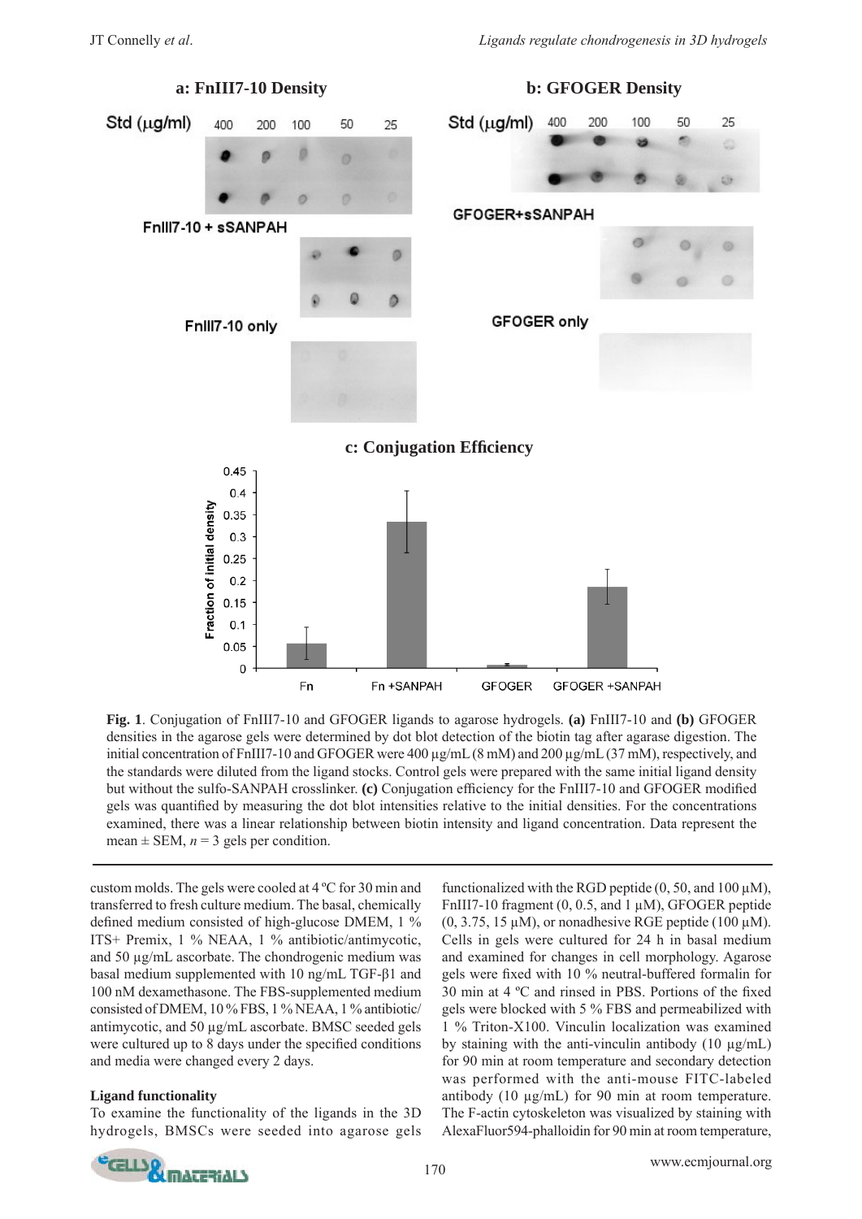**Fig. 1**. Conjugation of FnIII7-10 and GFOGER ligands to agarose hydrogels. **(a)** FnIII7-10 and **(b)** GFOGER densities in the agarose gels were determined by dot blot detection of the biotin tag after agarase digestion. The initial concentration of FnIII7-10 and GFOGER were 400 μg/mL (8 mM) and 200 μg/mL (37 mM), respectively, and the standards were diluted from the ligand stocks. Control gels were prepared with the same initial ligand density but without the sulfo-SANPAH crosslinker. **(c)** Conjugation efficiency for the FnIII7-10 and GFOGER modified gels was quantified by measuring the dot blot intensities relative to the initial densities. For the concentrations examined, there was a linear relationship between biotin intensity and ligand concentration. Data represent the mean ± SEM, $n = 3$ gels per condition.

custom molds. The gels were cooled at 4 ºC for 30 min and transferred to fresh culture medium. The basal, chemically defined medium consisted of high-glucose DMEM, 1 % ITS+ Premix, 1 % NEAA, 1 % antibiotic/antimycotic, and 50 μg/mL ascorbate. The chondrogenic medium was basal medium supplemented with 10 ng/mL TGF-β1 and 100 nM dexamethasone. The FBS-supplemented medium consisted of DMEM, 10 % FBS, 1 % NEAA, 1 % antibiotic/antimycotic, and 50 μg/mL ascorbate. BMSC seeded gels were cultured up to 8 days under the specified conditions and media were changed every 2 days.

### Ligand functionality

To examine the functionality of the ligands in the 3D hydrogels, BMSCs were seeded into agarose gels functionalized with the RGD peptide (0, 50, and 100 μM), FnIII7-10 fragment (0, 0.5, and 1 μM), GFOGER peptide (0, 3.75, 15 μM), or nonadhesive RGE peptide (100 μM). Cells in gels were cultured for 24 h in basal medium and examined for changes in cell morphology. Agarose gels were fixed with 10 % neutral-buffered formalin for 30 min at 4 ºC and rinsed in PBS. Portions of the fixed gels were blocked with 5 % FBS and permeabilized with 1 % Triton-X100. Vinculin localization was examined by staining with the anti-vinculin antibody (10 μg/mL) for 90 min at room temperature and secondary detection was performed with the anti-mouse FITC-labeled antibody (10 μg/mL) for 90 min at room temperature. The F-actin cytoskeleton was visualized by staining with AlexaFluor594-phalloidin for 90 min at room temperature,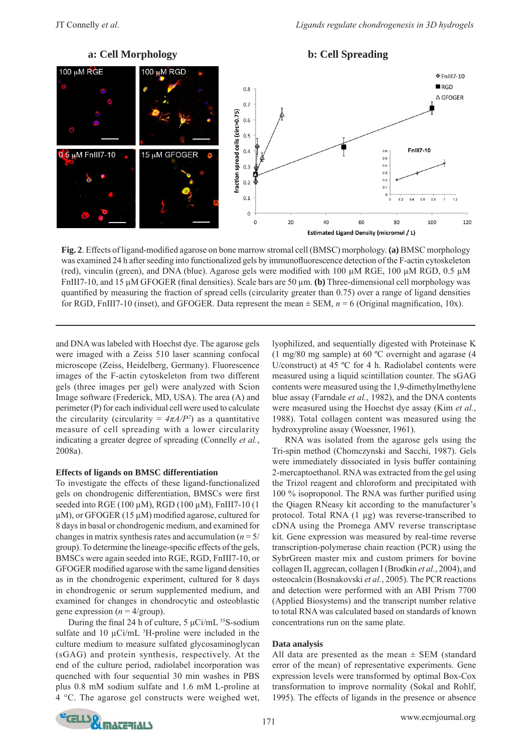**Fig. 2**. Effects of ligand-modified agarose on bone marrow stromal cell (BMSC) morphology. **(a)** BMSC morphology was examined 24 h after seeding into functionalized gels by immunofluorescence detection of the F-actin cytoskeleton (red), vinculin (green), and DNA (blue). Agarose gels were modified with 100 µM RGE, 100 µM RGD, 0.5 µM FnIII7-10, and 15 µM GFOGER (final densities). Scale bars are 50 µm. **(b)** Three-dimensional cell morphology was quantified by measuring the fraction of spread cells (circularity greater than 0.75) over a range of ligand densities for RGD, FnIII7-10 (inset), and GFOGER. Data represent the mean ± SEM, $n = 6$ (Original magnification, 10x).

and DNA was labeled with Hoechst dye. The agarose gels were imaged with a Zeiss 510 laser scanning confocal microscope (Zeiss, Heidelberg, Germany). Fluorescence images of the F-actin cytoskeleton from two different gels (three images per gel) were analyzed with Scion Image software (Frederick, MD, USA). The area (A) and perimeter (P) for each individual cell were used to calculate the circularity (circularity = $4\pi A/P^2$) as a quantitative measure of cell spreading with a lower circularity indicating a greater degree of spreading (Connelly *et al.*, 2008a).

### Effects of ligands on BMSC differentiation

To investigate the effects of these ligand-functionalized gels on chondrogenic differentiation, BMSCs were first seeded into RGE (100 µM), RGD (100 µM), FnIII7-10 (1 µM), or GFOGER (15 µM) modified agarose, cultured for 8 days in basal or chondrogenic medium, and examined for changes in matrix synthesis rates and accumulation ($n = 5$/group). To determine the lineage-specific effects of the gels, BMSCs were again seeded into RGE, RGD, FnIII7-10, or GFOGER modified agarose with the same ligand densities as in the chondrogenic experiment, cultured for 8 days in chondrogenic or serum supplemented medium, and examined for changes in chondrocytic and osteoblastic gene expression ($n = 4$/group).

During the final 24 h of culture, 5 µCi/mL $^{35}$S-sodium sulfate and 10 µCi/mL $^{3}$H-proline were included in the culture medium to measure sulfated glycosaminoglycan (sGAG) and protein synthesis, respectively. At the end of the culture period, radiolabel incorporation was quenched with four sequential 30 min washes in PBS plus 0.8 mM sodium sulfate and 1.6 mM L-proline at 4 °C. The agarose gel constructs were weighed wet, lyophilized, and sequentially digested with Proteinase K (1 mg/80 mg sample) at 60 ºC overnight and agarase (4 U/construct) at 45 ºC for 4 h. Radiolabel contents were measured using a liquid scintillation counter. The sGAG contents were measured using the 1,9-dimethylmethylene blue assay (Farndale *et al.*, 1982), and the DNA contents were measured using the Hoechst dye assay (Kim *et al.*, 1988). Total collagen content was measured using the hydroxyproline assay (Woessner, 1961).

RNA was isolated from the agarose gels using the Tri-spin method (Chomczynski and Sacchi, 1987). Gels were immediately dissociated in lysis buffer containing 2-mercaptoethanol. RNA was extracted from the gel using the Trizol reagent and chloroform and precipitated with 100 % isopropanol. The RNA was further purified using the Qiagen RNeasy kit according to the manufacturer's protocol. Total RNA (1 µg) was reverse-transcribed to cDNA using the Promega AMV reverse transcriptase kit. Gene expression was measured by real-time reverse transcription-polymerase chain reaction (PCR) using the SybrGreen master mix and custom primers for bovine collagen II, aggrecan, collagen I (Brodkin *et al.*, 2004), and osteocalcin (Bosnakovski *et al.*, 2005). The PCR reactions and detection were performed with an ABI Prism 7700 (Applied Biosystems) and the transcript number relative to total RNA was calculated based on standards of known concentrations run on the same plate.

### Data analysis

All data are presented as the mean ± SEM (standard error of the mean) of representative experiments. Gene expression levels were transformed by optimal Box-Cox transformation to improve normality (Sokal and Rohlf, 1995). The effects of ligands in the presence or absence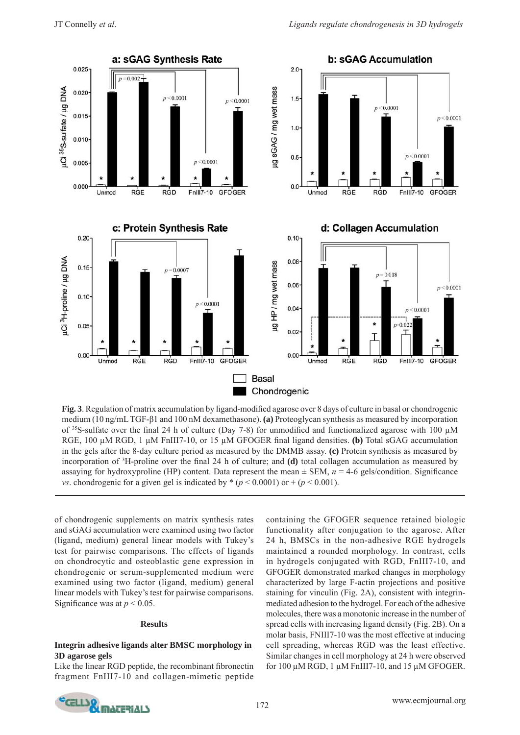**Fig. 3**. Regulation of matrix accumulation by ligand-modified agarose over 8 days of culture in basal or chondrogenic medium (10 ng/mL TGF-β1 and 100 nM dexamethasone). **(a)** Proteoglycan synthesis as measured by incorporation of $^{35}$S-sulfate over the final 24 h of culture (Day 7-8) for unmodified and functionalized agarose with 100 µM RGE, 100 µM RGD, 1 µM FnIII7-10, or 15 µM GFOGER final ligand densities. **(b)** Total sGAG accumulation in the gels after the 8-day culture period as measured by the DMMB assay. **(c)** Protein synthesis as measured by incorporation of $^{3}$H-proline over the final 24 h of culture; and **(d)** total collagen accumulation as measured by assaying for hydroxyproline (HP) content. Data represent the mean ± SEM, $n$ = 4-6 gels/condition. Significance *vs*. chondrogenic for a given gel is indicated by * ($p < 0.0001$) or + ($p < 0.001$).

of chondrogenic supplements on matrix synthesis rates and sGAG accumulation were examined using two factor (ligand, medium) general linear models with Tukey's test for pairwise comparisons. The effects of ligands on chondrocytic and osteoblastic gene expression in chondrogenic or serum-supplemented medium were examined using two factor (ligand, medium) general linear models with Tukey's test for pairwise comparisons. Significance was at $p < 0.05$.

## Results

### Integrin adhesive ligands alter BMSC morphology in 3D agarose gels

Like the linear RGD peptide, the recombinant fibronectin fragment FnIII7-10 and collagen-mimetic peptide containing the GFOGER sequence retained biologic functionality after conjugation to the agarose. After 24 h, BMSCs in the non-adhesive RGE hydrogels maintained a rounded morphology. In contrast, cells in hydrogels conjugated with RGD, FnIII7-10, and GFOGER demonstrated marked changes in morphology characterized by large F-actin projections and positive staining for vinculin (Fig. 2A), consistent with integrin-mediated adhesion to the hydrogel. For each of the adhesive molecules, there was a monotonic increase in the number of spread cells with increasing ligand density (Fig. 2B). On a molar basis, FNIII7-10 was the most effective at inducing cell spreading, whereas RGD was the least effective. Similar changes in cell morphology at 24 h were observed for 100 µM RGD, 1 µM FnIII7-10, and 15 µM GFOGER.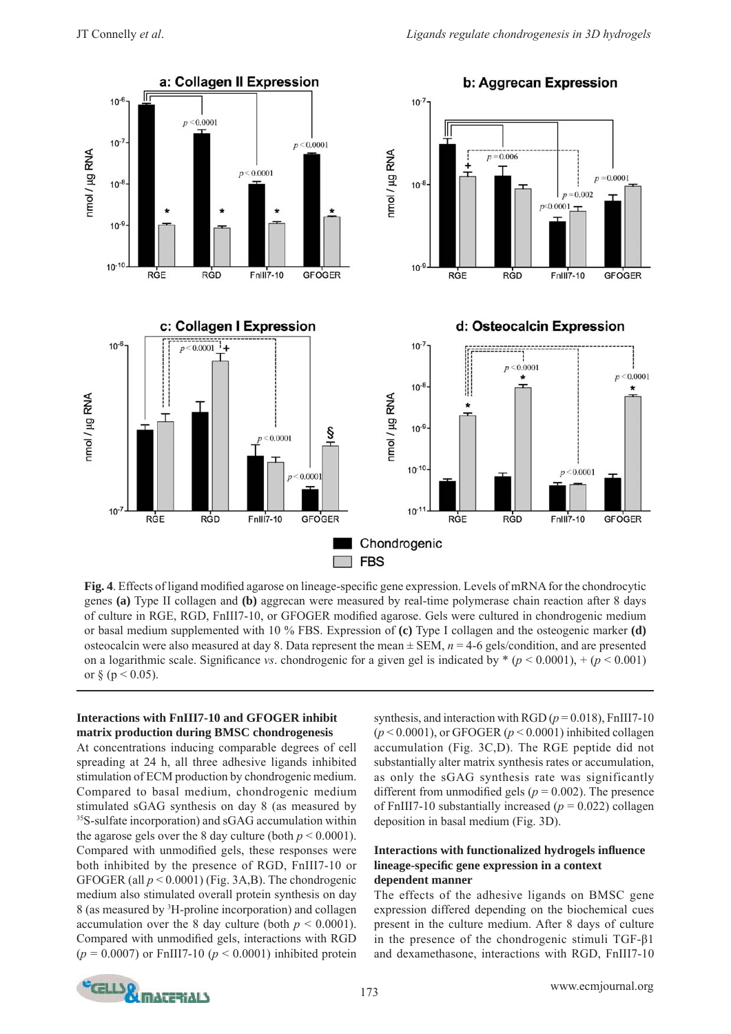**Fig. 4**. Effects of ligand modified agarose on lineage-specific gene expression. Levels of mRNA for the chondrocytic genes **(a)** Type II collagen and **(b)** aggrecan were measured by real-time polymerase chain reaction after 8 days of culture in RGE, RGD, FnIII7-10, or GFOGER modified agarose. Gels were cultured in chondrogenic medium or basal medium supplemented with 10 % FBS. Expression of **(c)** Type I collagen and the osteogenic marker **(d)** osteocalcin were also measured at day 8. Data represent the mean ± SEM, $n = 4$-6 gels/condition, and are presented on a logarithmic scale. Significance *vs*. chondrogenic for a given gel is indicated by * ($p < 0.0001$), + ($p < 0.001$) or § ($p < 0.05$).

### Interactions with FnIII7-10 and GFOGER inhibit matrix production during BMSC chondrogenesis

At concentrations inducing comparable degrees of cell spreading at 24 h, all three adhesive ligands inhibited stimulation of ECM production by chondrogenic medium. Compared to basal medium, chondrogenic medium stimulated sGAG synthesis on day 8 (as measured by $^{35}$S-sulfate incorporation) and sGAG accumulation within the agarose gels over the 8 day culture (both $p < 0.0001$). Compared with unmodified gels, these responses were both inhibited by the presence of RGD, FnIII7-10 or GFOGER (all $p < 0.0001$) (Fig. 3A,B). The chondrogenic medium also stimulated overall protein synthesis on day 8 (as measured by $^{3}$H-proline incorporation) and collagen accumulation over the 8 day culture (both $p < 0.0001$). Compared with unmodified gels, interactions with RGD ($p = 0.0007$) or FnIII7-10 ($p < 0.0001$) inhibited protein synthesis, and interaction with RGD ($p = 0.018$), FnIII7-10 ($p < 0.0001$), or GFOGER ($p < 0.0001$) inhibited collagen accumulation (Fig. 3C,D). The RGE peptide did not substantially alter matrix synthesis rates or accumulation, as only the sGAG synthesis rate was significantly different from unmodified gels ($p = 0.002$). The presence of FnIII7-10 substantially increased ($p = 0.022$) collagen deposition in basal medium (Fig. 3D).

### Interactions with functionalized hydrogels influence lineage-specific gene expression in a context dependent manner

The effects of the adhesive ligands on BMSC gene expression differed depending on the biochemical cues present in the culture medium. After 8 days of culture in the presence of the chondrogenic stimuli TGF-β1 and dexamethasone, interactions with RGD, FnIII7-10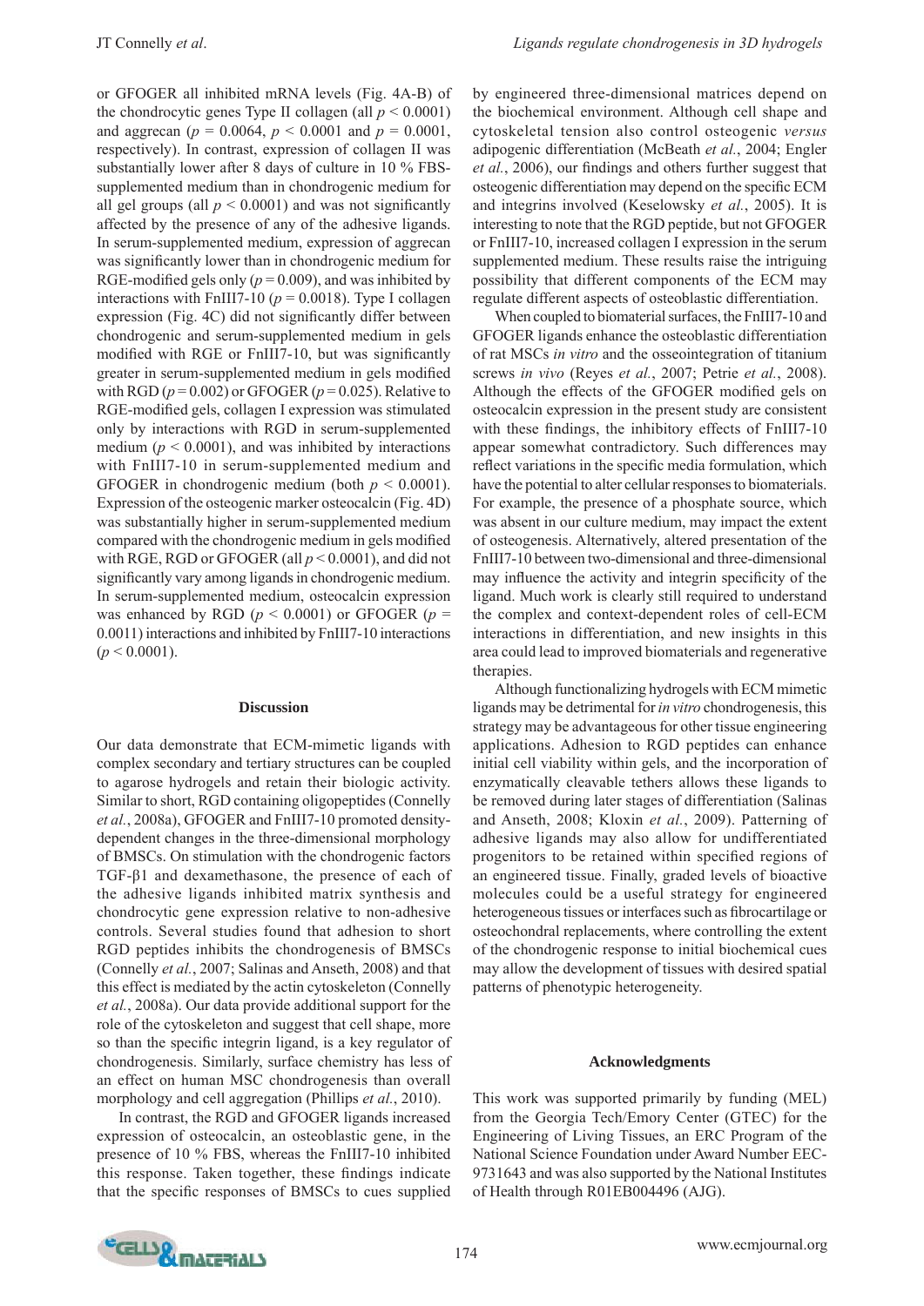or GFOGER all inhibited mRNA levels (Fig. 4A-B) of the chondrocytic genes Type II collagen (all $p < 0.0001$) and aggrecan ($p = 0.0064$, $p < 0.0001$ and $p = 0.0001$, respectively). In contrast, expression of collagen II was substantially lower after 8 days of culture in 10 % FBS-supplemented medium than in chondrogenic medium for all gel groups (all $p < 0.0001$) and was not significantly affected by the presence of any of the adhesive ligands. In serum-supplemented medium, expression of aggrecan was significantly lower than in chondrogenic medium for RGE-modified gels only ($p = 0.009$), and was inhibited by interactions with FnIII7-10 ($p = 0.0018$). Type I collagen expression (Fig. 4C) did not significantly differ between chondrogenic and serum-supplemented medium in gels modified with RGE or FnIII7-10, but was significantly greater in serum-supplemented medium in gels modified with RGD ($p = 0.002$) or GFOGER ($p = 0.025$). Relative to RGE-modified gels, collagen I expression was stimulated only by interactions with RGD in serum-supplemented medium ($p < 0.0001$), and was inhibited by interactions with FnIII7-10 in serum-supplemented medium and GFOGER in chondrogenic medium (both $p < 0.0001$). Expression of the osteogenic marker osteocalcin (Fig. 4D) was substantially higher in serum-supplemented medium compared with the chondrogenic medium in gels modified with RGE, RGD or GFOGER (all $p < 0.0001$), and did not significantly vary among ligands in chondrogenic medium. In serum-supplemented medium, osteocalcin expression was enhanced by RGD ($p < 0.0001$) or GFOGER ($p = 0.0011$) interactions and inhibited by FnIII7-10 interactions ($p < 0.0001$).

## Discussion

Our data demonstrate that ECM-mimetic ligands with complex secondary and tertiary structures can be coupled to agarose hydrogels and retain their biologic activity. Similar to short, RGD containing oligopeptides (Connelly *et al.*, 2008a), GFOGER and FnIII7-10 promoted density-dependent changes in the three-dimensional morphology of BMSCs. On stimulation with the chondrogenic factors TGF-β1 and dexamethasone, the presence of each of the adhesive ligands inhibited matrix synthesis and chondrocytic gene expression relative to non-adhesive controls. Several studies found that adhesion to short RGD peptides inhibits the chondrogenesis of BMSCs (Connelly *et al.*, 2007; Salinas and Anseth, 2008) and that this effect is mediated by the actin cytoskeleton (Connelly *et al.*, 2008a). Our data provide additional support for the role of the cytoskeleton and suggest that cell shape, more so than the specific integrin ligand, is a key regulator of chondrogenesis. Similarly, surface chemistry has less of an effect on human MSC chondrogenesis than overall morphology and cell aggregation (Phillips *et al.*, 2010).

In contrast, the RGD and GFOGER ligands increased expression of osteocalcin, an osteoblastic gene, in the presence of 10 % FBS, whereas the FnIII7-10 inhibited this response. Taken together, these findings indicate that the specific responses of BMSCs to cues supplied by engineered three-dimensional matrices depend on the biochemical environment. Although cell shape and cytoskeletal tension also control osteogenic *versus* adipogenic differentiation (McBeath *et al.*, 2004; Engler *et al.*, 2006), our findings and others further suggest that osteogenic differentiation may depend on the specific ECM and integrins involved (Keselowsky *et al.*, 2005). It is interesting to note that the RGD peptide, but not GFOGER or FnIII7-10, increased collagen I expression in the serum supplemented medium. These results raise the intriguing possibility that different components of the ECM may regulate different aspects of osteoblastic differentiation.

When coupled to biomaterial surfaces, the FnIII7-10 and GFOGER ligands enhance the osteoblastic differentiation of rat MSCs *in vitro* and the osseointegration of titanium screws *in vivo* (Reyes *et al.*, 2007; Petrie *et al.*, 2008). Although the effects of the GFOGER modified gels on osteocalcin expression in the present study are consistent with these findings, the inhibitory effects of FnIII7-10 appear somewhat contradictory. Such differences may reflect variations in the specific media formulation, which have the potential to alter cellular responses to biomaterials. For example, the presence of a phosphate source, which was absent in our culture medium, may impact the extent of osteogenesis. Alternatively, altered presentation of the FnIII7-10 between two-dimensional and three-dimensional may influence the activity and integrin specificity of the ligand. Much work is clearly still required to understand the complex and context-dependent roles of cell-ECM interactions in differentiation, and new insights in this area could lead to improved biomaterials and regenerative therapies.

Although functionalizing hydrogels with ECM mimetic ligands may be detrimental for *in vitro* chondrogenesis, this strategy may be advantageous for other tissue engineering applications. Adhesion to RGD peptides can enhance initial cell viability within gels, and the incorporation of enzymatically cleavable tethers allows these ligands to be removed during later stages of differentiation (Salinas and Anseth, 2008; Kloxin *et al.*, 2009). Patterning of adhesive ligands may also allow for undifferentiated progenitors to be retained within specified regions of an engineered tissue. Finally, graded levels of bioactive molecules could be a useful strategy for engineered heterogeneous tissues or interfaces such as fibrocartilage or osteochondral replacements, where controlling the extent of the chondrogenic response to initial biochemical cues may allow the development of tissues with desired spatial patterns of phenotypic heterogeneity.

## Acknowledgments

This work was supported primarily by funding (MEL) from the Georgia Tech/Emory Center (GTEC) for the Engineering of Living Tissues, an ERC Program of the National Science Foundation under Award Number EEC-9731643 and was also supported by the National Institutes of Health through R01EB004496 (AJG).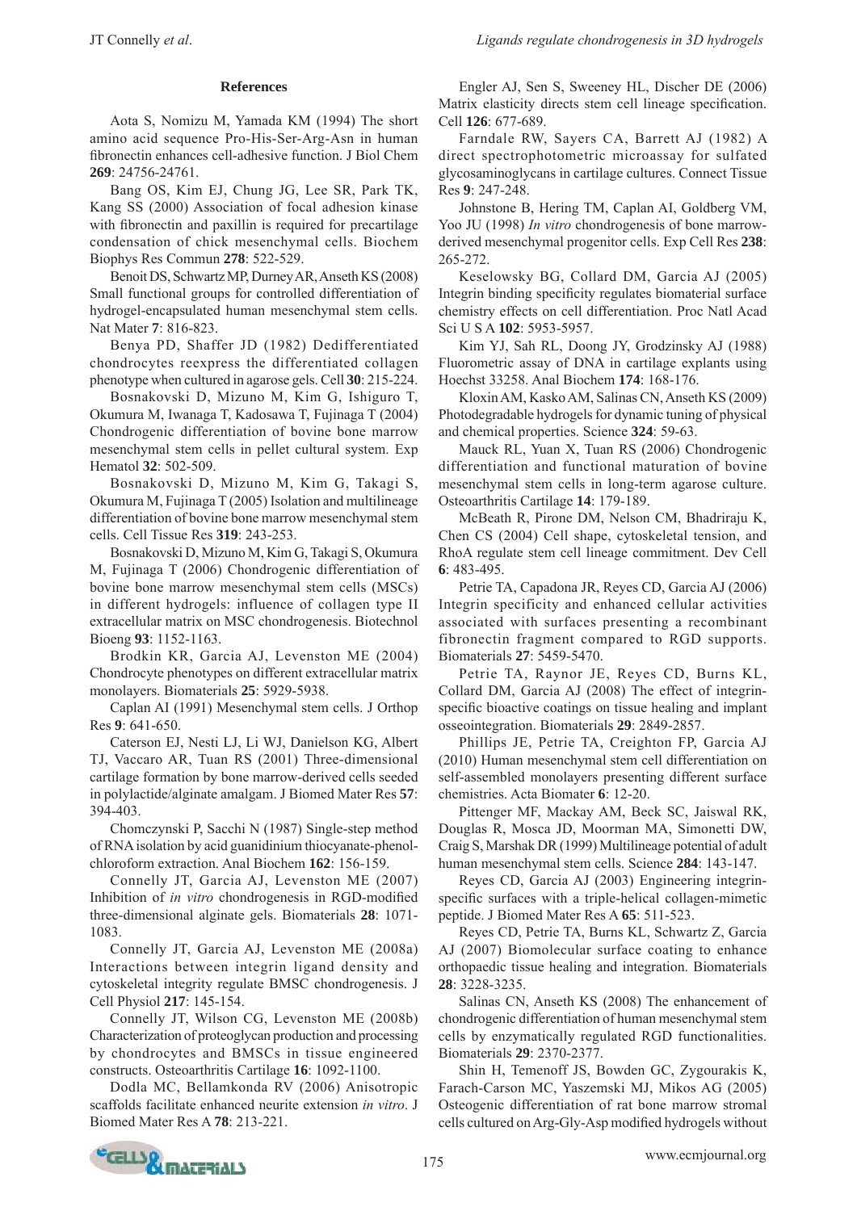#### References

Aota S, Nomizu M, Yamada KM (1994) The short amino acid sequence Pro-His-Ser-Arg-Asn in human fibronectin enhances cell-adhesive function. J Biol Chem **269**: 24756-24761.

Bang OS, Kim EJ, Chung JG, Lee SR, Park TK, Kang SS (2000) Association of focal adhesion kinase with fibronectin and paxillin is required for precartilage condensation of chick mesenchymal cells. Biochem Biophys Res Commun **278**: 522-529.

Benoit DS, Schwartz MP, Durney AR, Anseth KS (2008) Small functional groups for controlled differentiation of hydrogel-encapsulated human mesenchymal stem cells. Nat Mater **7**: 816-823.

Benya PD, Shaffer JD (1982) Dedifferentiated chondrocytes reexpress the differentiated collagen phenotype when cultured in agarose gels. Cell **30**: 215-224.

Bosnakovski D, Mizuno M, Kim G, Ishiguro T, Okumura M, Iwanaga T, Kadosawa T, Fujinaga T (2004) Chondrogenic differentiation of bovine bone marrow mesenchymal stem cells in pellet cultural system. Exp Hematol **32**: 502-509.

Bosnakovski D, Mizuno M, Kim G, Takagi S, Okumura M, Fujinaga T (2005) Isolation and multilineage differentiation of bovine bone marrow mesenchymal stem cells. Cell Tissue Res **319**: 243-253.

Bosnakovski D, Mizuno M, Kim G, Takagi S, Okumura M, Fujinaga T (2006) Chondrogenic differentiation of bovine bone marrow mesenchymal stem cells (MSCs) in different hydrogels: influence of collagen type II extracellular matrix on MSC chondrogenesis. Biotechnol Bioeng **93**: 1152-1163.

Brodkin KR, Garcia AJ, Levenston ME (2004) Chondrocyte phenotypes on different extracellular matrix monolayers. Biomaterials **25**: 5929-5938.

Caplan AI (1991) Mesenchymal stem cells. J Orthop Res **9**: 641-650.

Caterson EJ, Nesti LJ, Li WJ, Danielson KG, Albert TJ, Vaccaro AR, Tuan RS (2001) Three-dimensional cartilage formation by bone marrow-derived cells seeded in polylactide/alginate amalgam. J Biomed Mater Res **57**: 394-403.

Chomczynski P, Sacchi N (1987) Single-step method of RNA isolation by acid guanidinium thiocyanate-phenol-chloroform extraction. Anal Biochem **162**: 156-159.

Connelly JT, Garcia AJ, Levenston ME (2007) Inhibition of *in vitro* chondrogenesis in RGD-modified three-dimensional alginate gels. Biomaterials **28**: 1071-1083.

Connelly JT, Garcia AJ, Levenston ME (2008a) Interactions between integrin ligand density and cytoskeletal integrity regulate BMSC chondrogenesis. J Cell Physiol **217**: 145-154.

Connelly JT, Wilson CG, Levenston ME (2008b) Characterization of proteoglycan production and processing by chondrocytes and BMSCs in tissue engineered constructs. Osteoarthritis Cartilage **16**: 1092-1100.

Dodla MC, Bellamkonda RV (2006) Anisotropic scaffolds facilitate enhanced neurite extension *in vitro*. J Biomed Mater Res A **78**: 213-221.

Engler AJ, Sen S, Sweeney HL, Discher DE (2006) Matrix elasticity directs stem cell lineage specification. Cell **126**: 677-689.

Farndale RW, Sayers CA, Barrett AJ (1982) A direct spectrophotometric microassay for sulfated glycosaminoglycans in cartilage cultures. Connect Tissue Res **9**: 247-248.

Johnstone B, Hering TM, Caplan AI, Goldberg VM, Yoo JU (1998) *In vitro* chondrogenesis of bone marrow-derived mesenchymal progenitor cells. Exp Cell Res **238**: 265-272.

Keselowsky BG, Collard DM, Garcia AJ (2005) Integrin binding specificity regulates biomaterial surface chemistry effects on cell differentiation. Proc Natl Acad Sci U S A **102**: 5953-5957.

Kim YJ, Sah RL, Doong JY, Grodzinsky AJ (1988) Fluorometric assay of DNA in cartilage explants using Hoechst 33258. Anal Biochem **174**: 168-176.

Kloxin AM, Kasko AM, Salinas CN, Anseth KS (2009) Photodegradable hydrogels for dynamic tuning of physical and chemical properties. Science **324**: 59-63.

Mauck RL, Yuan X, Tuan RS (2006) Chondrogenic differentiation and functional maturation of bovine mesenchymal stem cells in long-term agarose culture. Osteoarthritis Cartilage **14**: 179-189.

McBeath R, Pirone DM, Nelson CM, Bhadriraju K, Chen CS (2004) Cell shape, cytoskeletal tension, and RhoA regulate stem cell lineage commitment. Dev Cell **6**: 483-495.

Petrie TA, Capadona JR, Reyes CD, Garcia AJ (2006) Integrin specificity and enhanced cellular activities associated with surfaces presenting a recombinant fibronectin fragment compared to RGD supports. Biomaterials **27**: 5459-5470.

Petrie TA, Raynor JE, Reyes CD, Burns KL, Collard DM, Garcia AJ (2008) The effect of integrin-specific bioactive coatings on tissue healing and implant osseointegration. Biomaterials **29**: 2849-2857.

Phillips JE, Petrie TA, Creighton FP, Garcia AJ (2010) Human mesenchymal stem cell differentiation on self-assembled monolayers presenting different surface chemistries. Acta Biomater **6**: 12-20.

Pittenger MF, Mackay AM, Beck SC, Jaiswal RK, Douglas R, Mosca JD, Moorman MA, Simonetti DW, Craig S, Marshak DR (1999) Multilineage potential of adult human mesenchymal stem cells. Science **284**: 143-147.

Reyes CD, Garcia AJ (2003) Engineering integrin-specific surfaces with a triple-helical collagen-mimetic peptide. J Biomed Mater Res A **65**: 511-523.

Reyes CD, Petrie TA, Burns KL, Schwartz Z, Garcia AJ (2007) Biomolecular surface coating to enhance orthopaedic tissue healing and integration. Biomaterials **28**: 3228-3235.

Salinas CN, Anseth KS (2008) The enhancement of chondrogenic differentiation of human mesenchymal stem cells by enzymatically regulated RGD functionalities. Biomaterials **29**: 2370-2377.

Shin H, Temenoff JS, Bowden GC, Zygourakis K, Farach-Carson MC, Yaszemski MJ, Mikos AG (2005) Osteogenic differentiation of rat bone marrow stromal cells cultured on Arg-Gly-Asp modified hydrogels without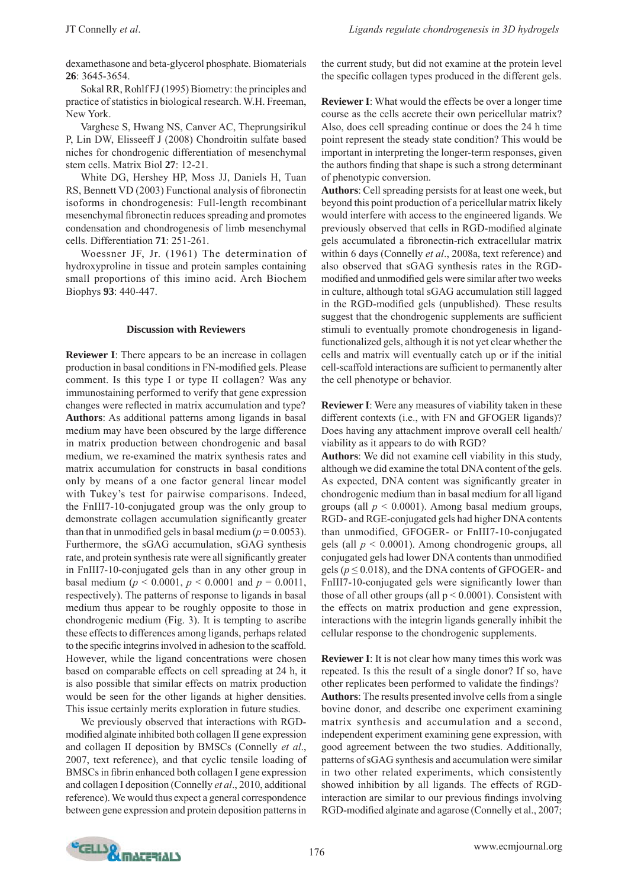dexamethasone and beta-glycerol phosphate. Biomaterials **26**: 3645-3654.

Sokal RR, Rohlf FJ (1995) Biometry: the principles and practice of statistics in biological research. W.H. Freeman, New York.

Varghese S, Hwang NS, Canver AC, Theprungsirikul P, Lin DW, Elisseeff J (2008) Chondroitin sulfate based niches for chondrogenic differentiation of mesenchymal stem cells. Matrix Biol **27**: 12-21.

White DG, Hershey HP, Moss JJ, Daniels H, Tuan RS, Bennett VD (2003) Functional analysis of fibronectin isoforms in chondrogenesis: Full-length recombinant mesenchymal fibronectin reduces spreading and promotes condensation and chondrogenesis of limb mesenchymal cells. Differentiation **71**: 251-261.

Woessner JF, Jr. (1961) The determination of hydroxyproline in tissue and protein samples containing small proportions of this imino acid. Arch Biochem Biophys **93**: 440-447.

## Discussion with Reviewers

**Reviewer I**: There appears to be an increase in collagen production in basal conditions in FN-modified gels. Please comment. Is this type I or type II collagen? Was any immunostaining performed to verify that gene expression changes were reflected in matrix accumulation and type?

**Authors**: As additional patterns among ligands in basal medium may have been obscured by the large difference in matrix production between chondrogenic and basal medium, we re-examined the matrix synthesis rates and matrix accumulation for constructs in basal conditions only by means of a one factor general linear model with Tukey's test for pairwise comparisons. Indeed, the FnIII7-10-conjugated group was the only group to demonstrate collagen accumulation significantly greater than that in unmodified gels in basal medium ($p = 0.0053$). Furthermore, the sGAG accumulation, sGAG synthesis rate, and protein synthesis rate were all significantly greater in FnIII7-10-conjugated gels than in any other group in basal medium ($p < 0.0001$, $p < 0.0001$ and $p = 0.0011$, respectively). The patterns of response to ligands in basal medium thus appear to be roughly opposite to those in chondrogenic medium (Fig. 3). It is tempting to ascribe these effects to differences among ligands, perhaps related to the specific integrins involved in adhesion to the scaffold. However, while the ligand concentrations were chosen based on comparable effects on cell spreading at 24 h, it is also possible that similar effects on matrix production would be seen for the other ligands at higher densities. This issue certainly merits exploration in future studies.

We previously observed that interactions with RGD-modified alginate inhibited both collagen II gene expression and collagen II deposition by BMSCs (Connelly *et al*., 2007, text reference), and that cyclic tensile loading of BMSCs in fibrin enhanced both collagen I gene expression and collagen I deposition (Connelly *et al*., 2010, additional reference). We would thus expect a general correspondence between gene expression and protein deposition patterns in the current study, but did not examine at the protein level the specific collagen types produced in the different gels.

**Reviewer I**: What would the effects be over a longer time course as the cells accrete their own pericellular matrix? Also, does cell spreading continue or does the 24 h time point represent the steady state condition? This would be important in interpreting the longer-term responses, given the authors finding that shape is such a strong determinant of phenotypic conversion.

**Authors**: Cell spreading persists for at least one week, but beyond this point production of a pericellular matrix likely would interfere with access to the engineered ligands. We previously observed that cells in RGD-modified alginate gels accumulated a fibronectin-rich extracellular matrix within 6 days (Connelly *et al*., 2008a, text reference) and also observed that sGAG synthesis rates in the RGD-modified and unmodified gels were similar after two weeks in culture, although total sGAG accumulation still lagged in the RGD-modified gels (unpublished). These results suggest that the chondrogenic supplements are sufficient stimuli to eventually promote chondrogenesis in ligand-functionalized gels, although it is not yet clear whether the cells and matrix will eventually catch up or if the initial cell-scaffold interactions are sufficient to permanently alter the cell phenotype or behavior.

**Reviewer I**: Were any measures of viability taken in these different contexts (i.e., with FN and GFOGER ligands)? Does having any attachment improve overall cell health/viability as it appears to do with RGD?

**Authors**: We did not examine cell viability in this study, although we did examine the total DNA content of the gels. As expected, DNA content was significantly greater in chondrogenic medium than in basal medium for all ligand groups (all $p < 0.0001$). Among basal medium groups, RGD- and RGE-conjugated gels had higher DNA contents than unmodified, GFOGER- or FnIII7-10-conjugated gels (all $p < 0.0001$). Among chondrogenic groups, all conjugated gels had lower DNA contents than unmodified gels ($p \leq 0.018$), and the DNA contents of GFOGER- and FnIII7-10-conjugated gels were significantly lower than those of all other groups (all $p < 0.0001$). Consistent with the effects on matrix production and gene expression, interactions with the integrin ligands generally inhibit the cellular response to the chondrogenic supplements.

**Reviewer I**: It is not clear how many times this work was repeated. Is this the result of a single donor? If so, have other replicates been performed to validate the findings?

**Authors**: The results presented involve cells from a single bovine donor, and describe one experiment examining matrix synthesis and accumulation and a second, independent experiment examining gene expression, with good agreement between the two studies. Additionally, patterns of sGAG synthesis and accumulation were similar in two other related experiments, which consistently showed inhibition by all ligands. The effects of RGD-interaction are similar to our previous findings involving RGD-modified alginate and agarose (Connelly et al., 2007;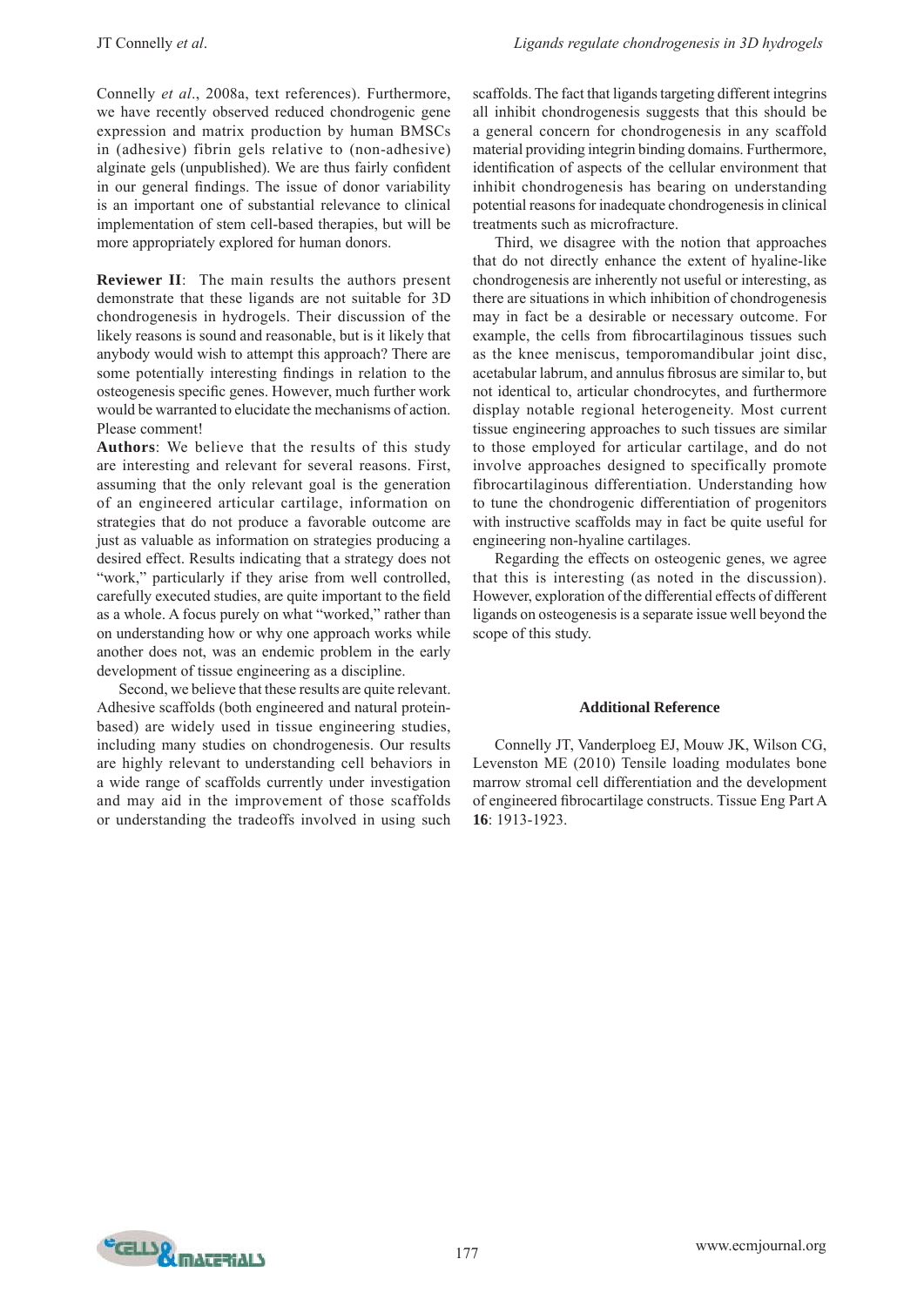Connelly *et al*., 2008a, text references). Furthermore, we have recently observed reduced chondrogenic gene expression and matrix production by human BMSCs in (adhesive) fibrin gels relative to (non-adhesive) alginate gels (unpublished). We are thus fairly confident in our general findings. The issue of donor variability is an important one of substantial relevance to clinical implementation of stem cell-based therapies, but will be more appropriately explored for human donors.

**Reviewer II**: The main results the authors present demonstrate that these ligands are not suitable for 3D chondrogenesis in hydrogels. Their discussion of the likely reasons is sound and reasonable, but is it likely that anybody would wish to attempt this approach? There are some potentially interesting findings in relation to the osteogenesis specific genes. However, much further work would be warranted to elucidate the mechanisms of action. Please comment!

**Authors**: We believe that the results of this study are interesting and relevant for several reasons. First, assuming that the only relevant goal is the generation of an engineered articular cartilage, information on strategies that do not produce a favorable outcome are just as valuable as information on strategies producing a desired effect. Results indicating that a strategy does not "work," particularly if they arise from well controlled, carefully executed studies, are quite important to the field as a whole. A focus purely on what "worked," rather than on understanding how or why one approach works while another does not, was an endemic problem in the early development of tissue engineering as a discipline.

Second, we believe that these results are quite relevant. Adhesive scaffolds (both engineered and natural protein-based) are widely used in tissue engineering studies, including many studies on chondrogenesis. Our results are highly relevant to understanding cell behaviors in a wide range of scaffolds currently under investigation and may aid in the improvement of those scaffolds or understanding the tradeoffs involved in using such scaffolds. The fact that ligands targeting different integrins all inhibit chondrogenesis suggests that this should be a general concern for chondrogenesis in any scaffold material providing integrin binding domains. Furthermore, identification of aspects of the cellular environment that inhibit chondrogenesis has bearing on understanding potential reasons for inadequate chondrogenesis in clinical treatments such as microfracture.

Third, we disagree with the notion that approaches that do not directly enhance the extent of hyaline-like chondrogenesis are inherently not useful or interesting, as there are situations in which inhibition of chondrogenesis may in fact be a desirable or necessary outcome. For example, the cells from fibrocartilaginous tissues such as the knee meniscus, temporomandibular joint disc, acetabular labrum, and annulus fibrosus are similar to, but not identical to, articular chondrocytes, and furthermore display notable regional heterogeneity. Most current tissue engineering approaches to such tissues are similar to those employed for articular cartilage, and do not involve approaches designed to specifically promote fibrocartilaginous differentiation. Understanding how to tune the chondrogenic differentiation of progenitors with instructive scaffolds may in fact be quite useful for engineering non-hyaline cartilages.

Regarding the effects on osteogenic genes, we agree that this is interesting (as noted in the discussion). However, exploration of the differential effects of different ligands on osteogenesis is a separate issue well beyond the scope of this study.

## Additional Reference

Connelly JT, Vanderploeg EJ, Mouw JK, Wilson CG, Levenston ME (2010) Tensile loading modulates bone marrow stromal cell differentiation and the development of engineered fibrocartilage constructs. Tissue Eng Part A **16**: 1913-1923.